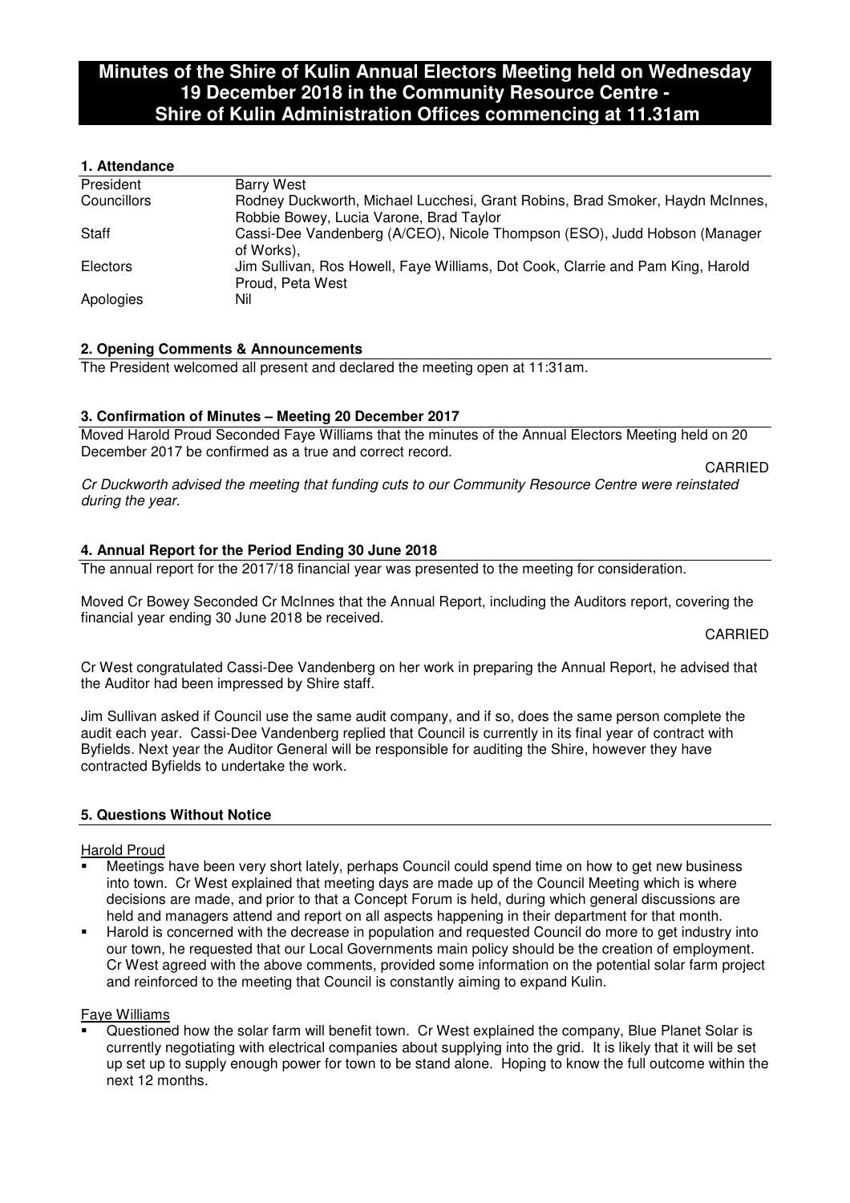# Minutes of the Shire of Kulin Annual Electors Meeting held on Wednesday 19 December 2018 in the Community Resource Centre - Shire of Kulin Administration Offices commencing at 11.31am

## 1. Attendance

| | |
|---|---|
| President | Barry West |
| Councillors | Rodney Duckworth, Michael Lucchesi, Grant Robins, Brad Smoker, Haydn McInnes, Robbie Bowey, Lucia Varone, Brad Taylor |
| Staff | Cassi-Dee Vandenberg (A/CEO), Nicole Thompson (ESO), Judd Hobson (Manager of Works), |
| Electors | Jim Sullivan, Ros Howell, Faye Williams, Dot Cook, Clarrie and Pam King, Harold Proud, Peta West |
| Apologies | Nil |

## 2. Opening Comments & Announcements

The President welcomed all present and declared the meeting open at 11:31am.

## 3. Confirmation of Minutes – Meeting 20 December 2017

Moved Harold Proud Seconded Faye Williams that the minutes of the Annual Electors Meeting held on 20 December 2017 be confirmed as a true and correct record.

CARRIED

*Cr Duckworth advised the meeting that funding cuts to our Community Resource Centre were reinstated during the year.*

## 4. Annual Report for the Period Ending 30 June 2018

The annual report for the 2017/18 financial year was presented to the meeting for consideration.

Moved Cr Bowey Seconded Cr McInnes that the Annual Report, including the Auditors report, covering the financial year ending 30 June 2018 be received.

CARRIED

Cr West congratulated Cassi-Dee Vandenberg on her work in preparing the Annual Report, he advised that the Auditor had been impressed by Shire staff.

Jim Sullivan asked if Council use the same audit company, and if so, does the same person complete the audit each year. Cassi-Dee Vandenberg replied that Council is currently in its final year of contract with Byfields. Next year the Auditor General will be responsible for auditing the Shire, however they have contracted Byfields to undertake the work.

## 5. Questions Without Notice

Harold Proud

- Meetings have been very short lately, perhaps Council could spend time on how to get new business into town. Cr West explained that meeting days are made up of the Council Meeting which is where decisions are made, and prior to that a Concept Forum is held, during which general discussions are held and managers attend and report on all aspects happening in their department for that month.
- Harold is concerned with the decrease in population and requested Council do more to get industry into our town, he requested that our Local Governments main policy should be the creation of employment. Cr West agreed with the above comments, provided some information on the potential solar farm project and reinforced to the meeting that Council is constantly aiming to expand Kulin.

Faye Williams

- Questioned how the solar farm will benefit town. Cr West explained the company, Blue Planet Solar is currently negotiating with electrical companies about supplying into the grid. It is likely that it will be set up set up to supply enough power for town to be stand alone. Hoping to know the full outcome within the next 12 months.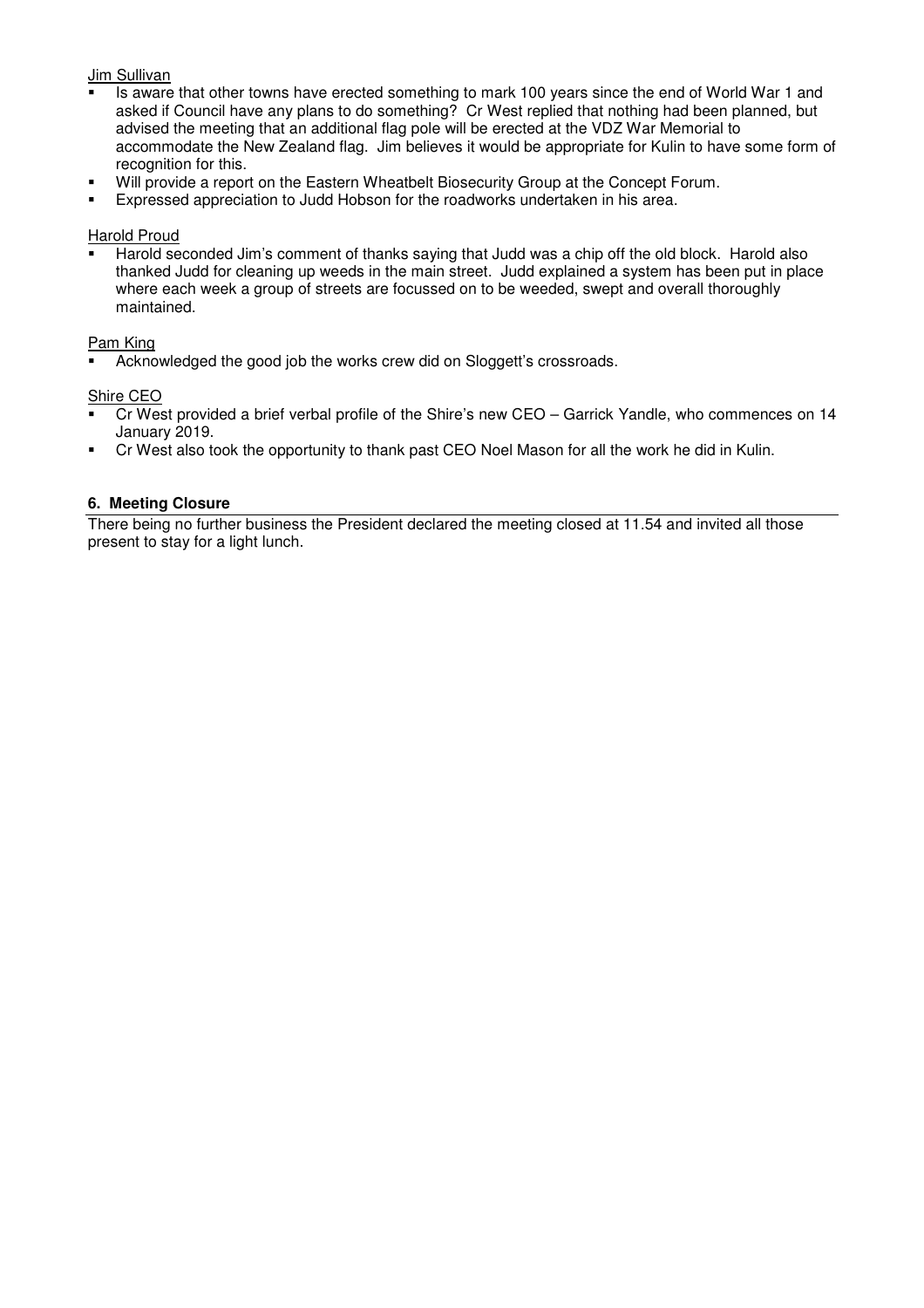Jim Sullivan

- Is aware that other towns have erected something to mark 100 years since the end of World War 1 and asked if Council have any plans to do something? Cr West replied that nothing had been planned, but advised the meeting that an additional flag pole will be erected at the VDZ War Memorial to accommodate the New Zealand flag. Jim believes it would be appropriate for Kulin to have some form of recognition for this.
- Will provide a report on the Eastern Wheatbelt Biosecurity Group at the Concept Forum.
- Expressed appreciation to Judd Hobson for the roadworks undertaken in his area.

Harold Proud

- Harold seconded Jim's comment of thanks saying that Judd was a chip off the old block. Harold also thanked Judd for cleaning up weeds in the main street. Judd explained a system has been put in place where each week a group of streets are focussed on to be weeded, swept and overall thoroughly maintained.

Pam King

- Acknowledged the good job the works crew did on Sloggett's crossroads.

Shire CEO

- Cr West provided a brief verbal profile of the Shire's new CEO – Garrick Yandle, who commences on 14 January 2019.
- Cr West also took the opportunity to thank past CEO Noel Mason for all the work he did in Kulin.

## 6. Meeting Closure

There being no further business the President declared the meeting closed at 11.54 and invited all those present to stay for a light lunch.